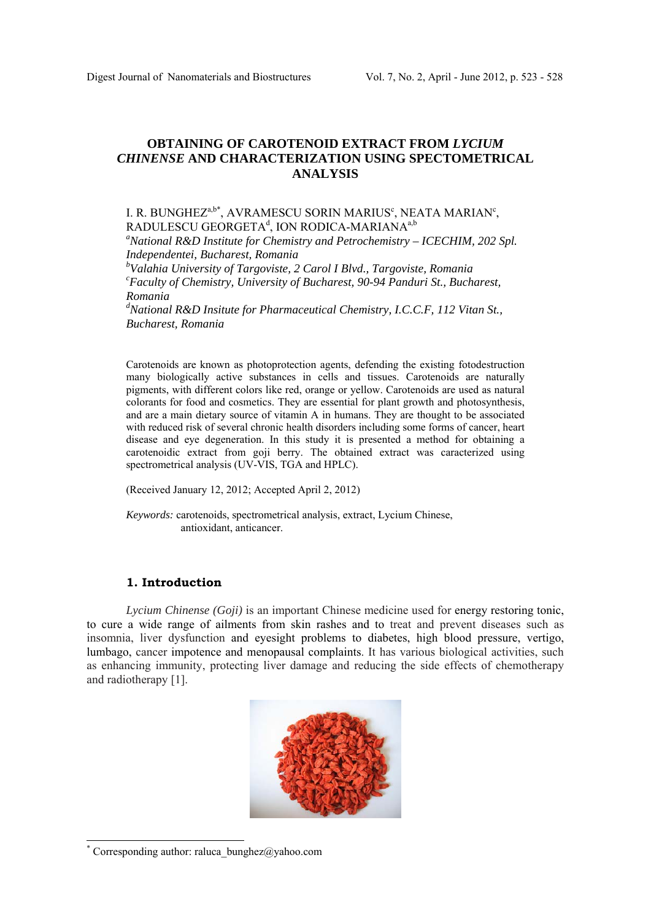# OBTAINING OF CAROTENOID EXTRACT FROM *LYCIUM CHINENSE* AND CHARACTERIZATION USING SPECTOMETRICAL ANALYSIS

I. R. BUNGHEZ[a,b*], AVRAMESCU SORIN MARIUS[c], NEATA MARIAN[c], RADULESCU GEORGETA[d], ION RODICA-MARIANA[a,b]

[a]*National R&D Institute for Chemistry and Petrochemistry – ICECHIM, 202 Spl. Independentei, Bucharest, Romania*

[b]*Valahia University of Targoviste, 2 Carol I Blvd., Targoviste, Romania*

[c]*Faculty of Chemistry, University of Bucharest, 90-94 Panduri St., Bucharest, Romania*

[d]*National R&D Insitute for Pharmaceutical Chemistry, I.C.C.F, 112 Vitan St., Bucharest, Romania*

Carotenoids are known as photoprotection agents, defending the existing fotodestruction many biologically active substances in cells and tissues. Carotenoids are naturally pigments, with different colors like red, orange or yellow. Carotenoids are used as natural colorants for food and cosmetics. They are essential for plant growth and photosynthesis, and are a main dietary source of vitamin A in humans. They are thought to be associated with reduced risk of several chronic health disorders including some forms of cancer, heart disease and eye degeneration. In this study it is presented a method for obtaining a carotenoidic extract from goji berry. The obtained extract was caracterized using spectrometrical analysis (UV-VIS, TGA and HPLC).

(Received January 12, 2012; Accepted April 2, 2012)

*Keywords:* carotenoids, spectrometrical analysis, extract, Lycium Chinese, antioxidant, anticancer.

## 1. Introduction

*Lycium Chinense (Goji)* is an important Chinese medicine used for energy restoring tonic, to cure a wide range of ailments from skin rashes and to treat and prevent diseases such as insomnia, liver dysfunction and eyesight problems to diabetes, high blood pressure, vertigo, lumbago, cancer impotence and menopausal complaints. It has various biological activities, such as enhancing immunity, protecting liver damage and reducing the side effects of chemotherapy and radiotherapy [1].

[*] Corresponding author: raluca_bunghez@yahoo.com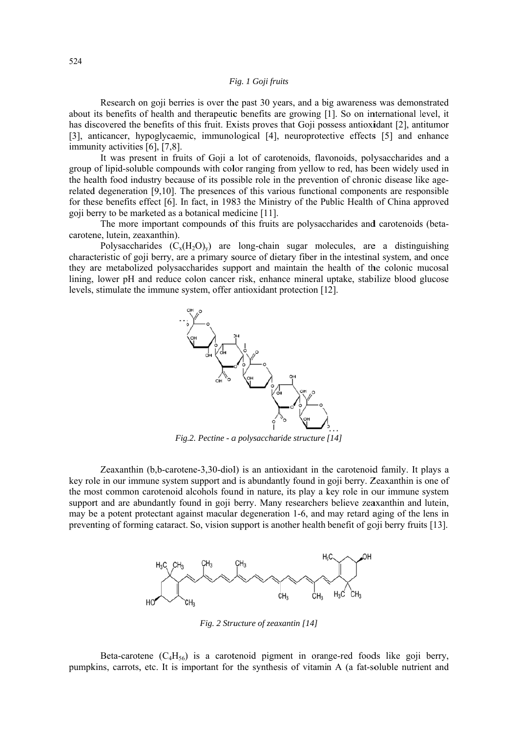*Fig. 1 Goji fruits*

Research on goji berries is over the past 30 years, and a big awareness was demonstrated about its benefits of health and therapeutic benefits are growing [1]. So on international level, it has discovered the benefits of this fruit. Exists proves that Goji possess antioxidant [2], antitumor [3], anticancer, hypoglycaemic, immunological [4], neuroprotective effects [5] and enhance immunity activities [6], [7,8].

It was present in fruits of Goji a lot of carotenoids, flavonoids, polysaccharides and a group of lipid-soluble compounds with color ranging from yellow to red, has been widely used in the health food industry because of its possible role in the prevention of chronic disease like age-related degeneration [9,10]. The presences of this various functional components are responsible for these benefits effect [6]. In fact, in 1983 the Ministry of the Public Health of China approved goji berry to be marketed as a botanical medicine [11].

The more important compounds of this fruits are polysaccharides and carotenoids (beta-carotene, lutein, zeaxanthin).

Polysaccharides ($C_x(H_2O)_y$) are long-chain sugar molecules, are a distinguishing characteristic of goji berry, are a primary source of dietary fiber in the intestinal system, and once they are metabolized polysaccharides support and maintain the health of the colonic mucosal lining, lower pH and reduce colon cancer risk, enhance mineral uptake, stabilize blood glucose levels, stimulate the immune system, offer antioxidant protection [12].

*Fig.2. Pectine - a polysaccharide structure [14]*

Zeaxanthin (b,b-carotene-3,30-diol) is an antioxidant in the carotenoid family. It plays a key role in our immune system support and is abundantly found in goji berry. Zeaxanthin is one of the most common carotenoid alcohols found in nature, its play a key role in our immune system support and are abundantly found in goji berry. Many researchers believe zeaxanthin and lutein, may be a potent protectant against macular degeneration 1-6, and may retard aging of the lens in preventing of forming cataract. So, vision support is another health benefit of goji berry fruits [13].

*Fig. 2 Structure of zeaxantin [14]*

Beta-carotene ($C_4H_{56}$) is a carotenoid pigment in orange-red foods like goji berry, pumpkins, carrots, etc. It is important for the synthesis of vitamin A (a fat-soluble nutrient and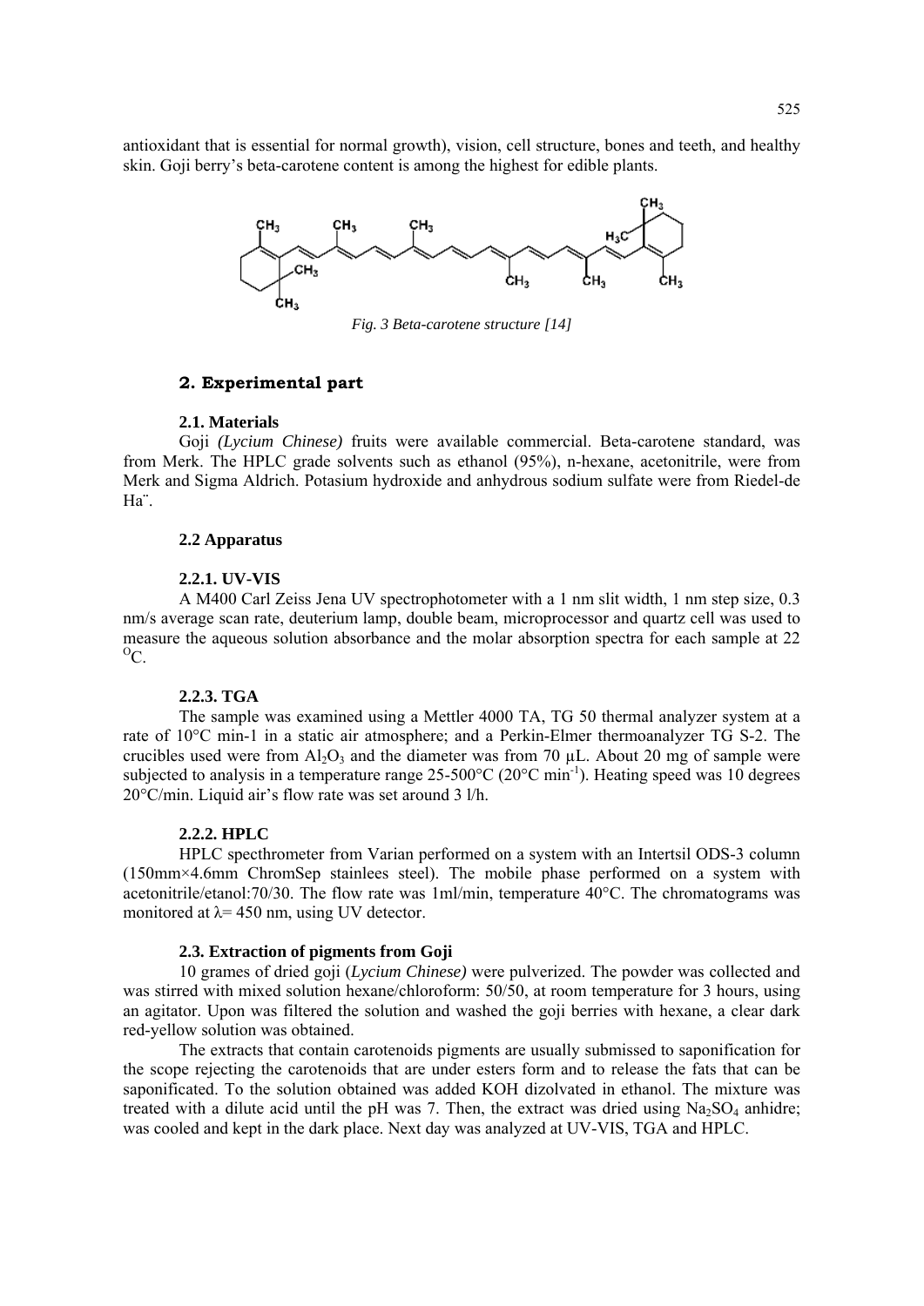antioxidant that is essential for normal growth), vision, cell structure, bones and teeth, and healthy skin. Goji berry's beta-carotene content is among the highest for edible plants.

*Fig. 3 Beta-carotene structure [14]*

## 2. Experimental part

### 2.1. Materials

Goji *(Lycium Chinese)* fruits were available commercial. Beta-carotene standard, was from Merk. The HPLC grade solvents such as ethanol (95%), n-hexane, acetonitrile, were from Merk and Sigma Aldrich. Potasium hydroxide and anhydrous sodium sulfate were from Riedel-de Ha¨.

### 2.2 Apparatus

#### 2.2.1. UV-VIS

A M400 Carl Zeiss Jena UV spectrophotometer with a 1 nm slit width, 1 nm step size, 0.3 nm/s average scan rate, deuterium lamp, double beam, microprocessor and quartz cell was used to measure the aqueous solution absorbance and the molar absorption spectra for each sample at 22 $^{O}$C.

#### 2.2.3. TGA

The sample was examined using a Mettler 4000 TA, TG 50 thermal analyzer system at a rate of 10°C min-1 in a static air atmosphere; and a Perkin-Elmer thermoanalyzer TG S-2. The crucibles used were from $Al_2O_3$ and the diameter was from 70 µL. About 20 mg of sample were subjected to analysis in a temperature range 25-500°C (20°C min$^{-1}$). Heating speed was 10 degrees 20°C/min. Liquid air's flow rate was set around 3 l/h.

#### 2.2.2. HPLC

HPLC specthrometer from Varian performed on a system with an Intertsil ODS-3 column (150mm×4.6mm ChromSep stainlees steel). The mobile phase performed on a system with acetonitrile/etanol:70/30. The flow rate was 1ml/min, temperature 40°C. The chromatograms was monitored at λ= 450 nm, using UV detector.

### 2.3. Extraction of pigments from Goji

10 grames of dried goji (*Lycium Chinese)* were pulverized. The powder was collected and was stirred with mixed solution hexane/chloroform: 50/50, at room temperature for 3 hours, using an agitator. Upon was filtered the solution and washed the goji berries with hexane, a clear dark red-yellow solution was obtained.

The extracts that contain carotenoids pigments are usually submissed to saponification for the scope rejecting the carotenoids that are under esters form and to release the fats that can be saponificated. To the solution obtained was added KOH dizolvated in ethanol. The mixture was treated with a dilute acid until the pH was 7. Then, the extract was dried using $Na_2SO_4$ anhidre; was cooled and kept in the dark place. Next day was analyzed at UV-VIS, TGA and HPLC.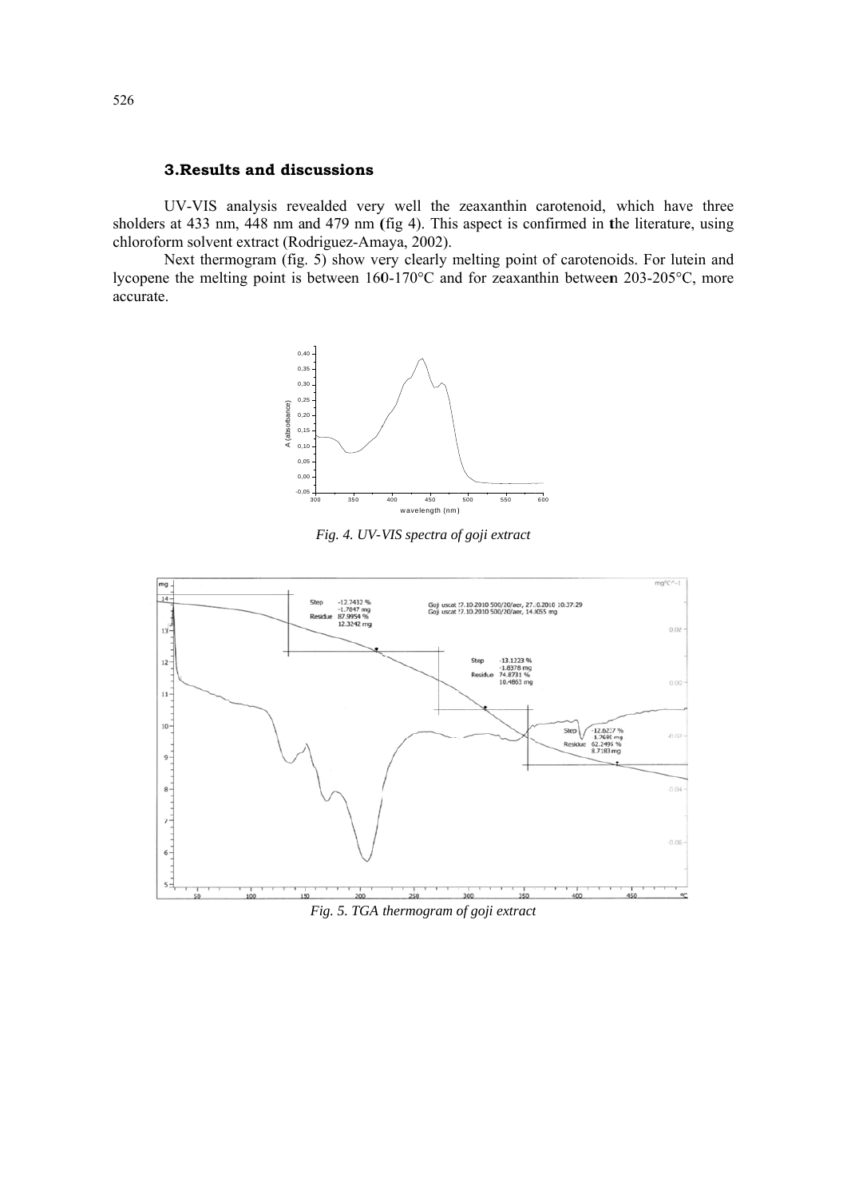## 3.Results and discussions

UV-VIS analysis revealded very well the zeaxanthin carotenoid, which have three sholders at 433 nm, 448 nm and 479 nm (fig 4). This aspect is confirmed in the literature, using chloroform solvent extract (Rodriguez-Amaya, 2002).

Next thermogram (fig. 5) show very clearly melting point of carotenoids. For lutein and lycopene the melting point is between 160-170°C and for zeaxanthin between 203-205°C, more accurate.

*Fig. 4. UV-VIS spectra of goji extract*

*Fig. 5. TGA thermogram of goji extract*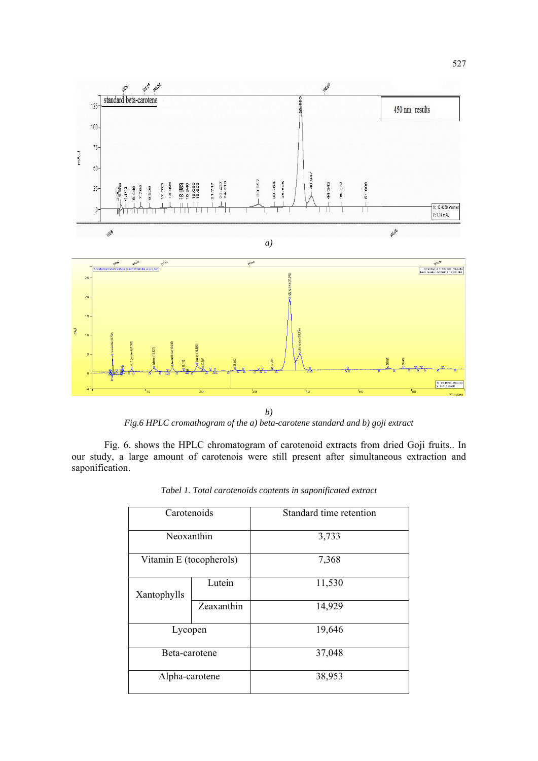*a)*

*b)*

*Fig.6 HPLC cromathogram of the a) beta-carotene standard and b) goji extract*

Fig. 6. shows the HPLC chromatogram of carotenoid extracts from dried Goji fruits.. In our study, a large amount of carotenois were still present after simultaneous extraction and saponification.

*Tabel 1. Total carotenoids contents in saponificated extract*

| Carotenoids | | Standard time retention |
|---|---|---|
| Neoxanthin | | 3,733 |
| Vitamin E (tocopherols) | | 7,368 |
| Xantophylls | Lutein | 11,530 |
| | Zeaxanthin | 14,929 |
| Lycopen | | 19,646 |
| Beta-carotene | | 37,048 |
| Alpha-carotene | | 38,953 |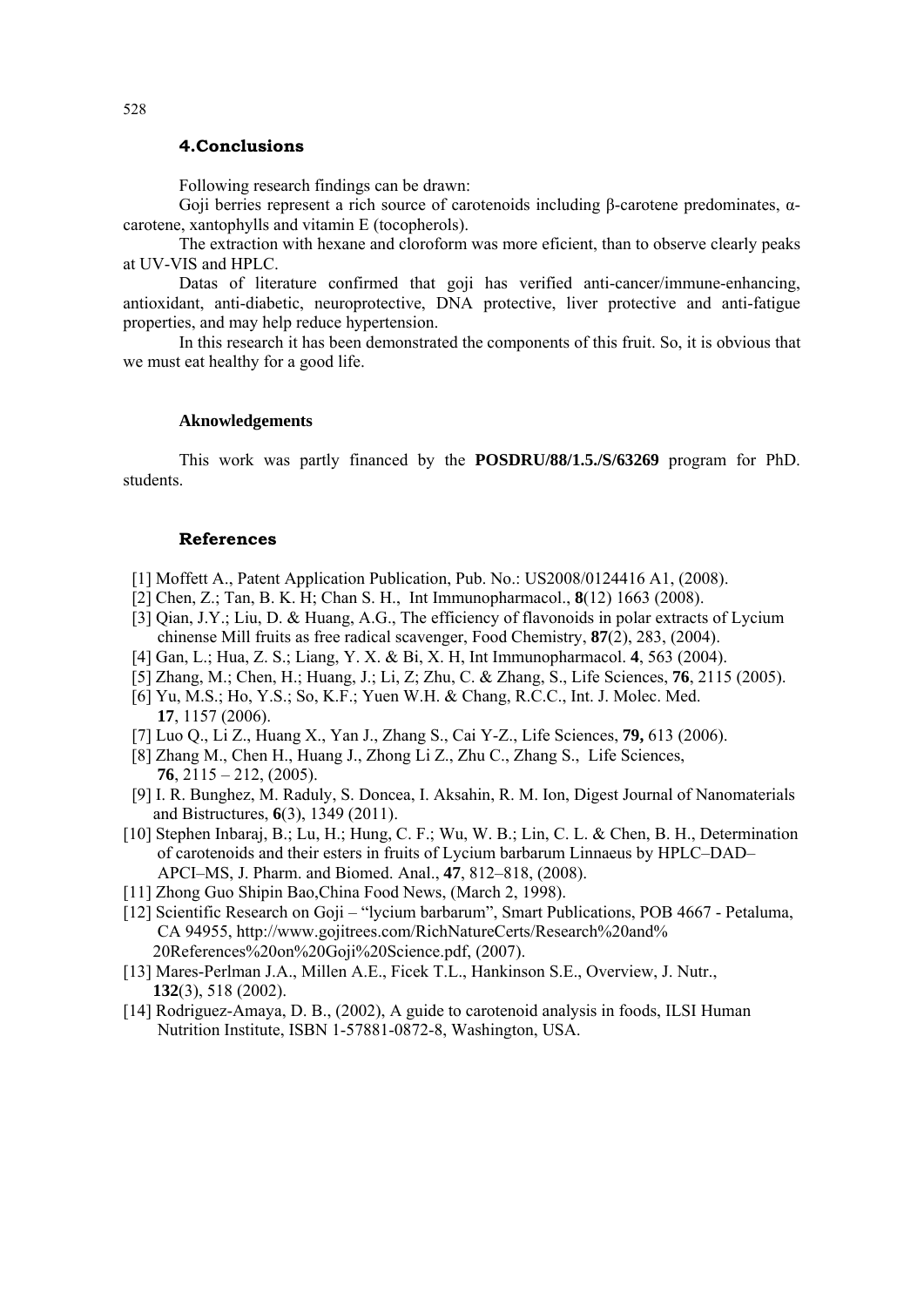## 4. Conclusions

Following research findings can be drawn:

Goji berries represent a rich source of carotenoids including β-carotene predominates, α-carotene, xantophylls and vitamin E (tocopherols).

The extraction with hexane and cloroform was more eficient, than to observe clearly peaks at UV-VIS and HPLC.

Datas of literature confirmed that goji has verified anti-cancer/immune-enhancing, antioxidant, anti-diabetic, neuroprotective, DNA protective, liver protective and anti-fatigue properties, and may help reduce hypertension.

In this research it has been demonstrated the components of this fruit. So, it is obvious that we must eat healthy for a good life.

### Aknowledgements

This work was partly financed by the **POSDRU/88/1.5./S/63269** program for PhD. students.

## References

[1] Moffett A., Patent Application Publication, Pub. No.: US2008/0124416 A1, (2008).

[2] Chen, Z.; Tan, B. K. H; Chan S. H., Int Immunopharmacol., **8**(12) 1663 (2008).

[3] Qian, J.Y.; Liu, D. & Huang, A.G., The efficiency of flavonoids in polar extracts of Lycium chinense Mill fruits as free radical scavenger, Food Chemistry, **87**(2), 283, (2004).

[4] Gan, L.; Hua, Z. S.; Liang, Y. X. & Bi, X. H, Int Immunopharmacol. **4**, 563 (2004).

[5] Zhang, M.; Chen, H.; Huang, J.; Li, Z; Zhu, C. & Zhang, S., Life Sciences, **76**, 2115 (2005).

[6] Yu, M.S.; Ho, Y.S.; So, K.F.; Yuen W.H. & Chang, R.C.C., Int. J. Molec. Med. **17**, 1157 (2006).

[7] Luo Q., Li Z., Huang X., Yan J., Zhang S., Cai Y-Z., Life Sciences, **79,** 613 (2006).

[8] Zhang M., Chen H., Huang J., Zhong Li Z., Zhu C., Zhang S., Life Sciences, **76**, 2115 – 212, (2005).

[9] I. R. Bunghez, M. Raduly, S. Doncea, I. Aksahin, R. M. Ion, Digest Journal of Nanomaterials and Bistructures, **6**(3), 1349 (2011).

[10] Stephen Inbaraj, B.; Lu, H.; Hung, C. F.; Wu, W. B.; Lin, C. L. & Chen, B. H., Determination of carotenoids and their esters in fruits of Lycium barbarum Linnaeus by HPLC–DAD–APCI–MS, J. Pharm. and Biomed. Anal., **47**, 812–818, (2008).

[11] Zhong Guo Shipin Bao,China Food News, (March 2, 1998).

[12] Scientific Research on Goji – "lycium barbarum", Smart Publications, POB 4667 - Petaluma, CA 94955, http://www.gojitrees.com/RichNatureCerts/Research%20and%20References%20on%20Goji%20Science.pdf, (2007).

[13] Mares-Perlman J.A., Millen A.E., Ficek T.L., Hankinson S.E., Overview, J. Nutr., **132**(3), 518 (2002).

[14] Rodriguez-Amaya, D. B., (2002), A guide to carotenoid analysis in foods, ILSI Human Nutrition Institute, ISBN 1-57881-0872-8, Washington, USA.